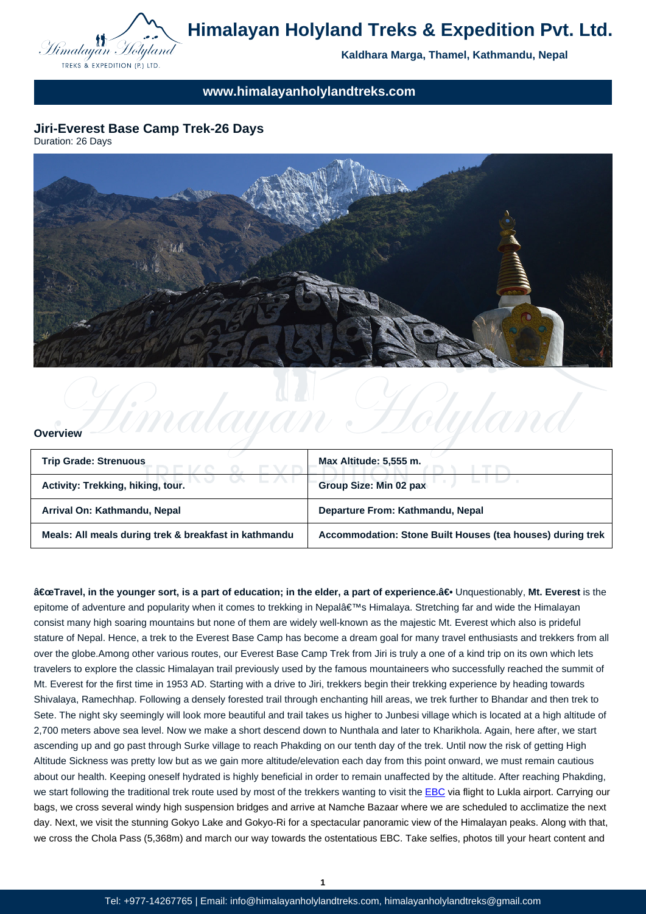# Himalayan Holyland Treks & Expedition Pvt. Ltd.

**Kaldhara Marga, Thamel, Kathmandu, Nepal**

**www.himalayanholylandtreks.com**

## Jiri-Everest Base Camp Trek-26 Days

Duration: 26 Days

### Overview

| Trip Grade: Strenuous | Max Altitude: 5,555 m. |
|---|---|
| Activity: Trekking, hiking, tour. | Group Size: Min 02 pax |
| Arrival On: Kathmandu, Nepal | Departure From: Kathmandu, Nepal |
| Meals: All meals during trek & breakfast in kathmandu | Accommodation: Stone Built Houses (tea houses) during trek |

**â€œTravel, in the younger sort, is a part of education; in the elder, a part of experience.â€•** Unquestionably, **Mt. Everest** is the epitome of adventure and popularity when it comes to trekking in Nepalâ€™s Himalaya. Stretching far and wide the Himalayan consist many high soaring mountains but none of them are widely well-known as the majestic Mt. Everest which also is prideful stature of Nepal. Hence, a trek to the Everest Base Camp has become a dream goal for many travel enthusiasts and trekkers from all over the globe.Among other various routes, our Everest Base Camp Trek from Jiri is truly a one of a kind trip on its own which lets travelers to explore the classic Himalayan trail previously used by the famous mountaineers who successfully reached the summit of Mt. Everest for the first time in 1953 AD. Starting with a drive to Jiri, trekkers begin their trekking experience by heading towards Shivalaya, Ramechhap. Following a densely forested trail through enchanting hill areas, we trek further to Bhandar and then trek to Sete. The night sky seemingly will look more beautiful and trail takes us higher to Junbesi village which is located at a high altitude of 2,700 meters above sea level. Now we make a short descend down to Nunthala and later to Kharikhola. Again, here after, we start ascending up and go past through Surke village to reach Phakding on our tenth day of the trek. Until now the risk of getting High Altitude Sickness was pretty low but as we gain more altitude/elevation each day from this point onward, we must remain cautious about our health. Keeping oneself hydrated is highly beneficial in order to remain unaffected by the altitude. After reaching Phakding, we start following the traditional trek route used by most of the trekkers wanting to visit the EBC via flight to Lukla airport. Carrying our bags, we cross several windy high suspension bridges and arrive at Namche Bazaar where we are scheduled to acclimatize the next day. Next, we visit the stunning Gokyo Lake and Gokyo-Ri for a spectacular panoramic view of the Himalayan peaks. Along with that, we cross the Chola Pass (5,368m) and march our way towards the ostentatious EBC. Take selfies, photos till your heart content and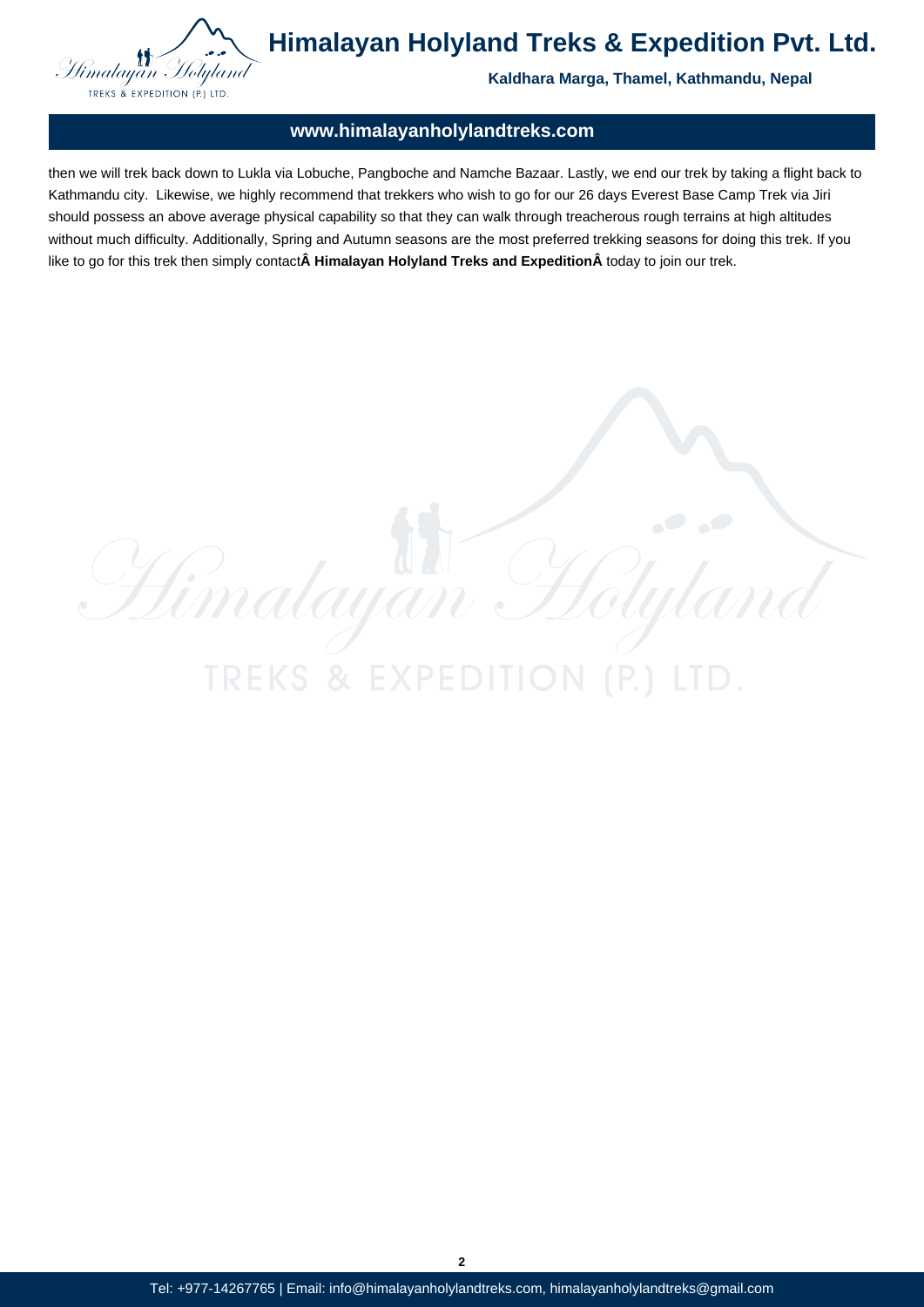then we will trek back down to Lukla via Lobuche, Pangboche and Namche Bazaar. Lastly, we end our trek by taking a flight back to Kathmandu city.  Likewise, we highly recommend that trekkers who wish to go for our 26 days Everest Base Camp Trek via Jiri should possess an above average physical capability so that they can walk through treacherous rough terrains at high altitudes without much difficulty. Additionally, Spring and Autumn seasons are the most preferred trekking seasons for doing this trek. If you like to go for this trek then simply contact**Â Himalayan Holyland Treks and ExpeditionÂ** today to join our trek.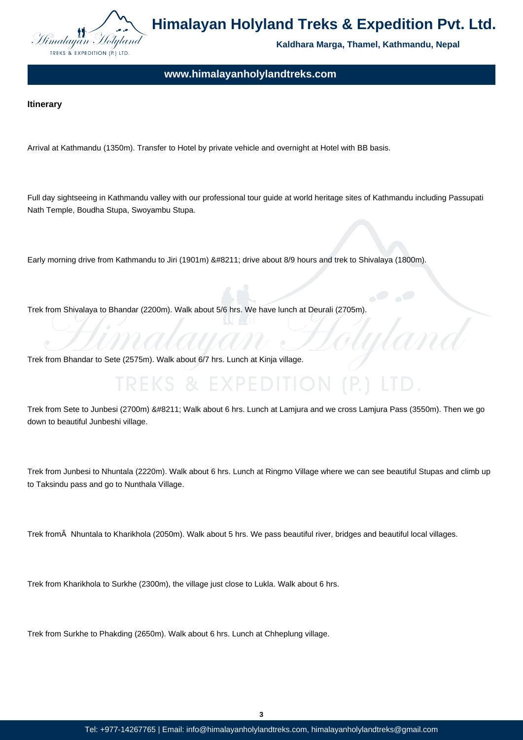**Itinerary**

Arrival at Kathmandu (1350m). Transfer to Hotel by private vehicle and overnight at Hotel with BB basis.

Full day sightseeing in Kathmandu valley with our professional tour guide at world heritage sites of Kathmandu including Passupati Nath Temple, Boudha Stupa, Swoyambu Stupa.

Early morning drive from Kathmandu to Jiri (1901m) &#8211; drive about 8/9 hours and trek to Shivalaya (1800m).

Trek from Shivalaya to Bhandar (2200m). Walk about 5/6 hrs. We have lunch at Deurali (2705m).

Trek from Bhandar to Sete (2575m). Walk about 6/7 hrs. Lunch at Kinja village.

Trek from Sete to Junbesi (2700m) &#8211; Walk about 6 hrs. Lunch at Lamjura and we cross Lamjura Pass (3550m). Then we go down to beautiful Junbeshi village.

Trek from Junbesi to Nhuntala (2220m). Walk about 6 hrs. Lunch at Ringmo Village where we can see beautiful Stupas and climb up to Taksindu pass and go to Nunthala Village.

Trek fromÂ  Nhuntala to Kharikhola (2050m). Walk about 5 hrs. We pass beautiful river, bridges and beautiful local villages.

Trek from Kharikhola to Surkhe (2300m), the village just close to Lukla. Walk about 6 hrs.

Trek from Surkhe to Phakding (2650m). Walk about 6 hrs. Lunch at Chheplung village.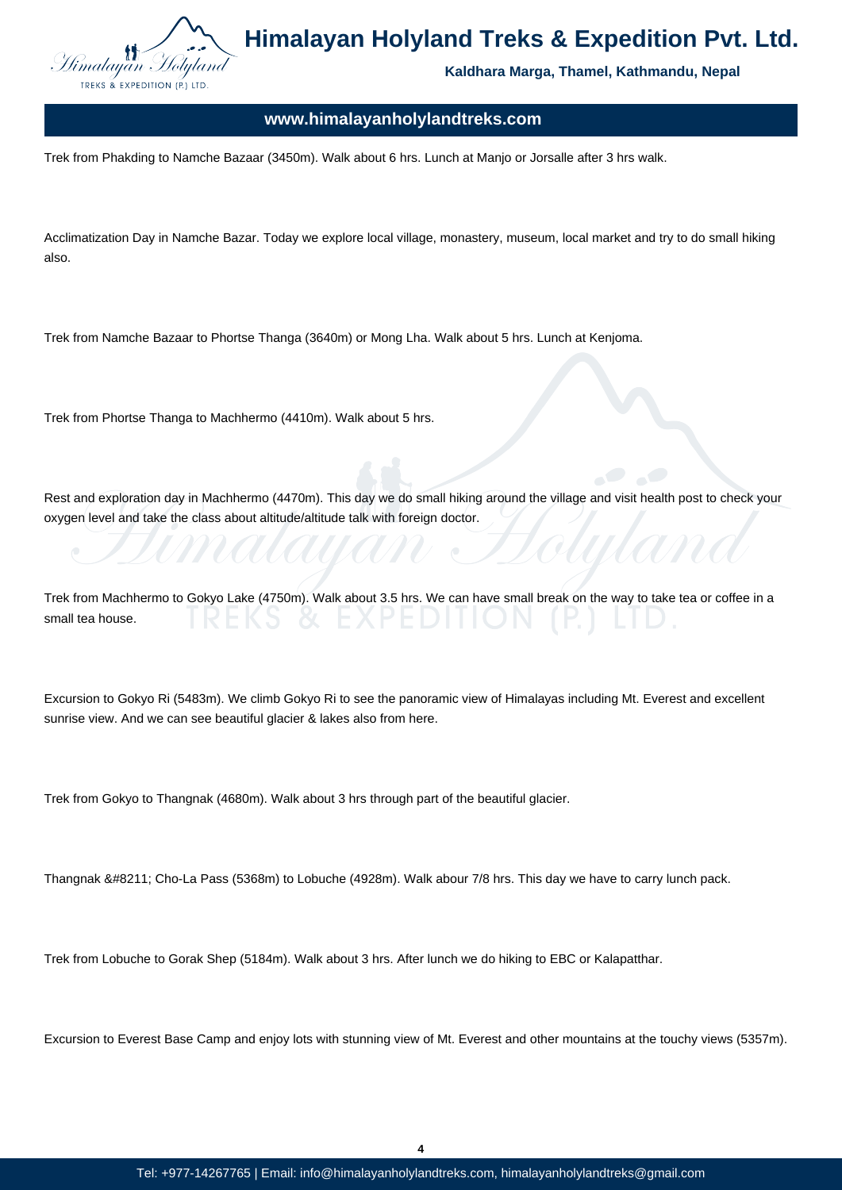Trek from Phakding to Namche Bazaar (3450m). Walk about 6 hrs. Lunch at Manjo or Jorsalle after 3 hrs walk.

Acclimatization Day in Namche Bazar. Today we explore local village, monastery, museum, local market and try to do small hiking also.

Trek from Namche Bazaar to Phortse Thanga (3640m) or Mong Lha. Walk about 5 hrs. Lunch at Kenjoma.

Trek from Phortse Thanga to Machhermo (4410m). Walk about 5 hrs.

Rest and exploration day in Machhermo (4470m). This day we do small hiking around the village and visit health post to check your oxygen level and take the class about altitude/altitude talk with foreign doctor.

Trek from Machhermo to Gokyo Lake (4750m). Walk about 3.5 hrs. We can have small break on the way to take tea or coffee in a small tea house.

Excursion to Gokyo Ri (5483m). We climb Gokyo Ri to see the panoramic view of Himalayas including Mt. Everest and excellent sunrise view. And we can see beautiful glacier & lakes also from here.

Trek from Gokyo to Thangnak (4680m). Walk about 3 hrs through part of the beautiful glacier.

Thangnak &#8211; Cho-La Pass (5368m) to Lobuche (4928m). Walk abour 7/8 hrs. This day we have to carry lunch pack.

Trek from Lobuche to Gorak Shep (5184m). Walk about 3 hrs. After lunch we do hiking to EBC or Kalapatthar.

Excursion to Everest Base Camp and enjoy lots with stunning view of Mt. Everest and other mountains at the touchy views (5357m).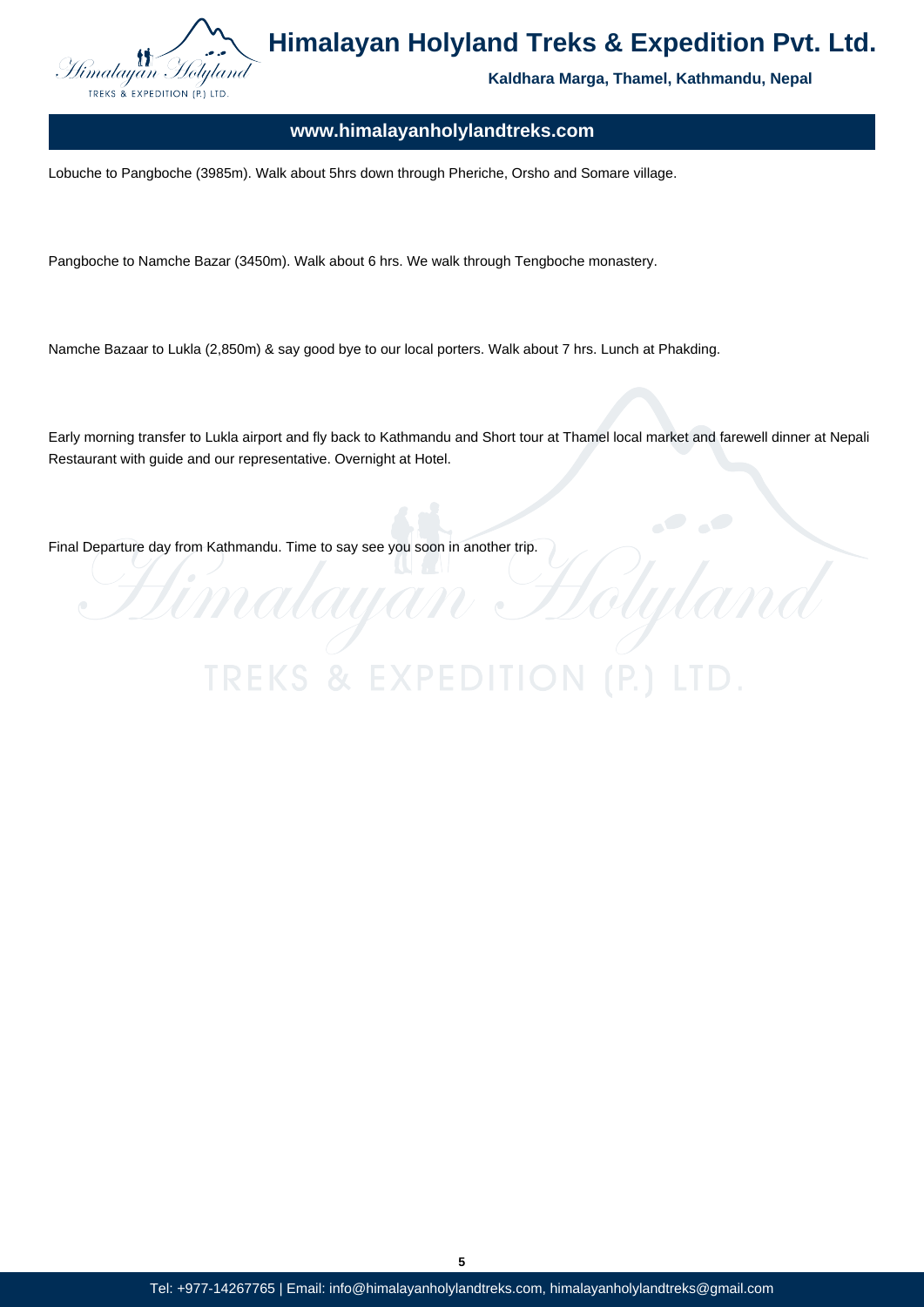Lobuche to Pangboche (3985m). Walk about 5hrs down through Pheriche, Orsho and Somare village.

Pangboche to Namche Bazar (3450m). Walk about 6 hrs. We walk through Tengboche monastery.

Namche Bazaar to Lukla (2,850m) & say good bye to our local porters. Walk about 7 hrs. Lunch at Phakding.

Early morning transfer to Lukla airport and fly back to Kathmandu and Short tour at Thamel local market and farewell dinner at Nepali Restaurant with guide and our representative. Overnight at Hotel.

Final Departure day from Kathmandu. Time to say see you soon in another trip.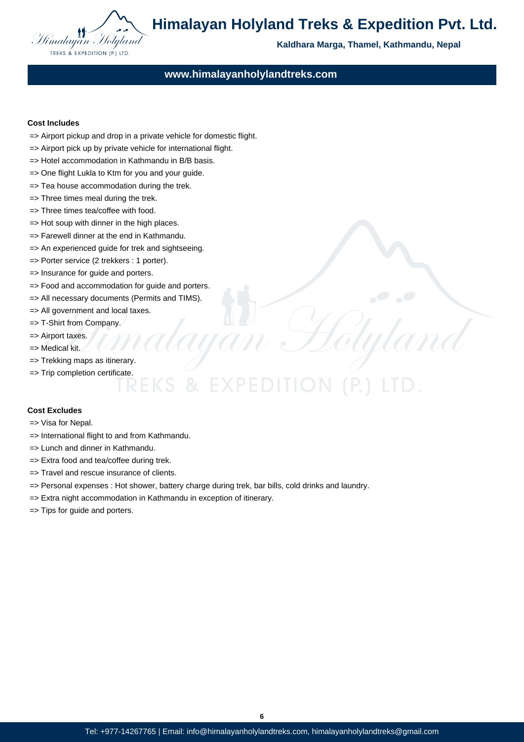**Cost Includes**

=> Airport pickup and drop in a private vehicle for domestic flight.
=> Airport pick up by private vehicle for international flight.
=> Hotel accommodation in Kathmandu in B/B basis.
=> One flight Lukla to Ktm for you and your guide.
=> Tea house accommodation during the trek.
=> Three times meal during the trek.
=> Three times tea/coffee with food.
=> Hot soup with dinner in the high places.
=> Farewell dinner at the end in Kathmandu.
=> An experienced guide for trek and sightseeing.
=> Porter service (2 trekkers : 1 porter).
=> Insurance for guide and porters.
=> Food and accommodation for guide and porters.
=> All necessary documents (Permits and TIMS).
=> All government and local taxes.
=> T-Shirt from Company.
=> Airport taxes.
=> Medical kit.
=> Trekking maps as itinerary.
=> Trip completion certificate.

**Cost Excludes**

=> Visa for Nepal.
=> International flight to and from Kathmandu.
=> Lunch and dinner in Kathmandu.
=> Extra food and tea/coffee during trek.
=> Travel and rescue insurance of clients.
=> Personal expenses : Hot shower, battery charge during trek, bar bills, cold drinks and laundry.
=> Extra night accommodation in Kathmandu in exception of itinerary.
=> Tips for guide and porters.